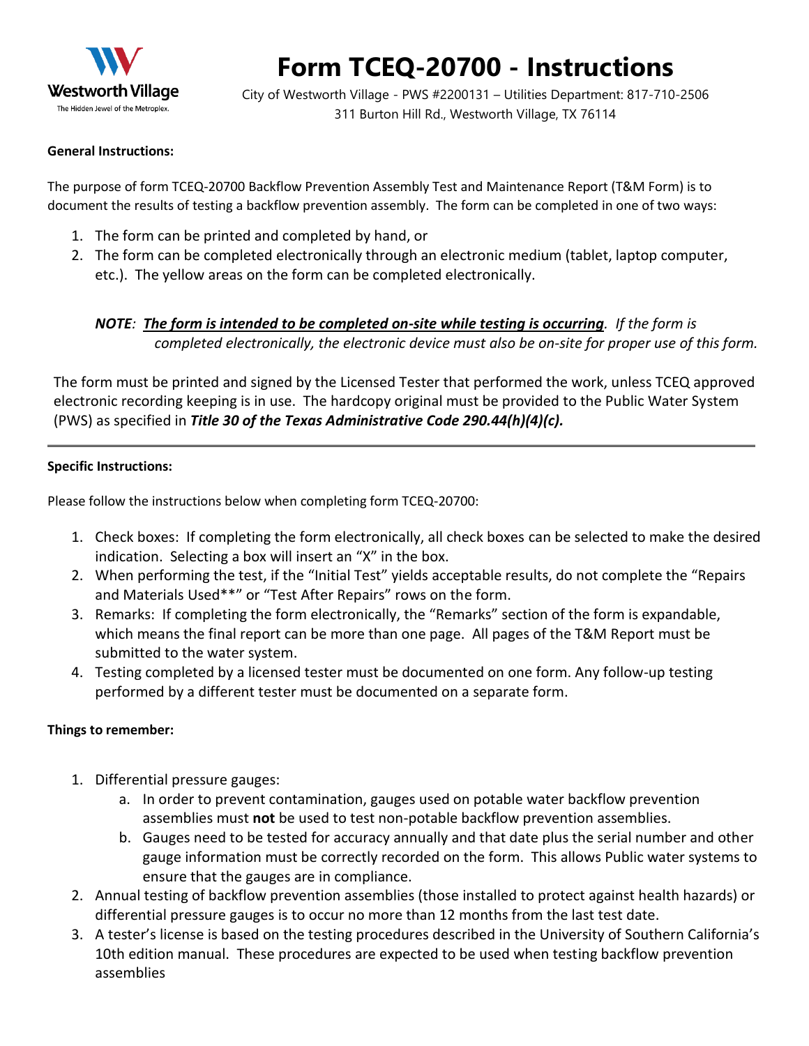# Form TCEQ-20700 - Instructions

City of Westworth Village - PWS #2200131 – Utilities Department: 817-710-2506
311 Burton Hill Rd., Westworth Village, TX 76114

**General Instructions:**

The purpose of form TCEQ-20700 Backflow Prevention Assembly Test and Maintenance Report (T&M Form) is to document the results of testing a backflow prevention assembly. The form can be completed in one of two ways:

1. The form can be printed and completed by hand, or
2. The form can be completed electronically through an electronic medium (tablet, laptop computer, etc.). The yellow areas on the form can be completed electronically.

*NOTE: **The form is intended to be completed on-site while testing is occurring**. If the form is completed electronically, the electronic device must also be on-site for proper use of this form.*

The form must be printed and signed by the Licensed Tester that performed the work, unless TCEQ approved electronic recording keeping is in use. The hardcopy original must be provided to the Public Water System (PWS) as specified in ***Title 30 of the Texas Administrative Code 290.44(h)(4)(c).***

---

**Specific Instructions:**

Please follow the instructions below when completing form TCEQ-20700:

1. Check boxes: If completing the form electronically, all check boxes can be selected to make the desired indication. Selecting a box will insert an "X" in the box.
2. When performing the test, if the "Initial Test" yields acceptable results, do not complete the "Repairs and Materials Used**" or "Test After Repairs" rows on the form.
3. Remarks: If completing the form electronically, the "Remarks" section of the form is expandable, which means the final report can be more than one page. All pages of the T&M Report must be submitted to the water system.
4. Testing completed by a licensed tester must be documented on one form. Any follow-up testing performed by a different tester must be documented on a separate form.

**Things to remember:**

1. Differential pressure gauges:
   a. In order to prevent contamination, gauges used on potable water backflow prevention assemblies must **not** be used to test non-potable backflow prevention assemblies.
   b. Gauges need to be tested for accuracy annually and that date plus the serial number and other gauge information must be correctly recorded on the form. This allows Public water systems to ensure that the gauges are in compliance.
2. Annual testing of backflow prevention assemblies (those installed to protect against health hazards) or differential pressure gauges is to occur no more than 12 months from the last test date.
3. A tester's license is based on the testing procedures described in the University of Southern California's 10th edition manual. These procedures are expected to be used when testing backflow prevention assemblies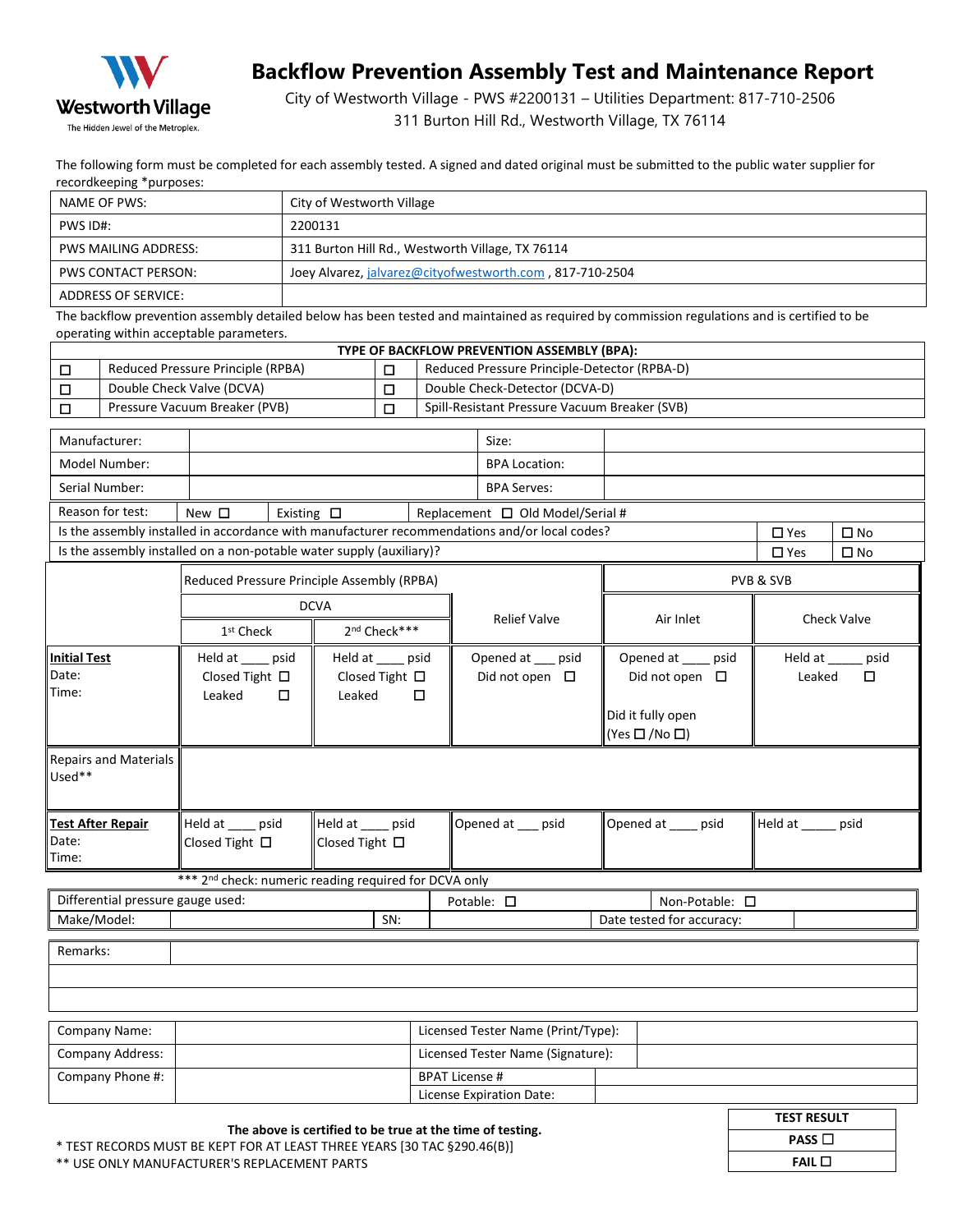Westworth Village
The Hidden Jewel of the Metroplex.

# Backflow Prevention Assembly Test and Maintenance Report

City of Westworth Village - PWS #2200131 – Utilities Department: 817-710-2506
311 Burton Hill Rd., Westworth Village, TX 76114

The following form must be completed for each assembly tested. A signed and dated original must be submitted to the public water supplier for recordkeeping *purposes:

| NAME OF PWS: | City of Westworth Village |
|---|---|
| PWS ID#: | 2200131 |
| PWS MAILING ADDRESS: | 311 Burton Hill Rd., Westworth Village, TX 76114 |
| PWS CONTACT PERSON: | Joey Alvarez, jalvarez@cityofwestworth.com , 817-710-2504 |
| ADDRESS OF SERVICE: | |

The backflow prevention assembly detailed below has been tested and maintained as required by commission regulations and is certified to be operating within acceptable parameters.

| TYPE OF BACKFLOW PREVENTION ASSEMBLY (BPA): | | | |
|---|---|---|---|
| ☐ | Reduced Pressure Principle (RPBA) | ☐ | Reduced Pressure Principle-Detector (RPBA-D) |
| ☐ | Double Check Valve (DCVA) | ☐ | Double Check-Detector (DCVA-D) |
| ☐ | Pressure Vacuum Breaker (PVB) | ☐ | Spill-Resistant Pressure Vacuum Breaker (SVB) |

| Manufacturer: | | Size: | |
|---|---|---|---|
| Model Number: | | BPA Location: | |
| Serial Number: | | BPA Serves: | |

| Reason for test: | New ☐ | Existing ☐ | Replacement ☐ Old Model/Serial # |
|---|---|---|---|

| | | |
|---|---|---|
| Is the assembly installed in accordance with manufacturer recommendations and/or local codes? | ☐ Yes | ☐ No |
| Is the assembly installed on a non-potable water supply (auxiliary)? | ☐ Yes | ☐ No |

| | Reduced Pressure Principle Assembly (RPBA) | | | PVB & SVB | |
|---|---|---|---|---|---|
| | DCVA | | Relief Valve | Air Inlet | Check Valve |
| | 1st Check | 2nd Check*** | | | |
| **Initial Test** Date: Time: | Held at ____ psid Closed Tight ☐ Leaked ☐ | Held at ____ psid Closed Tight ☐ Leaked ☐ | Opened at ___ psid Did not open ☐ | Opened at ____ psid Did not open ☐ Did it fully open (Yes ☐ /No ☐) | Held at _____ psid Leaked ☐ |
| Repairs and Materials Used** | | | | | |
| **Test After Repair** Date: Time: | Held at ____ psid Closed Tight ☐ | Held at ____ psid Closed Tight ☐ | Opened at ___ psid | Opened at ____ psid | Held at _____ psid |

*** 2nd check: numeric reading required for DCVA only

| Differential pressure gauge used: | | | Potable: ☐ | Non-Potable: ☐ | |
|---|---|---|---|---|---|
| Make/Model: | | SN: | | Date tested for accuracy: | |

| Remarks: | |
|---|---|
| | |
| | |

| Company Name: | | Licensed Tester Name (Print/Type): | |
|---|---|---|---|
| Company Address: | | Licensed Tester Name (Signature): | |
| Company Phone #: | | BPAT License # | |
| | | License Expiration Date: | |

**The above is certified to be true at the time of testing.**

* TEST RECORDS MUST BE KEPT FOR AT LEAST THREE YEARS [30 TAC §290.46(B)]
** USE ONLY MANUFACTURER'S REPLACEMENT PARTS

| TEST RESULT |
|---|
| PASS ☐ |
| FAIL ☐ |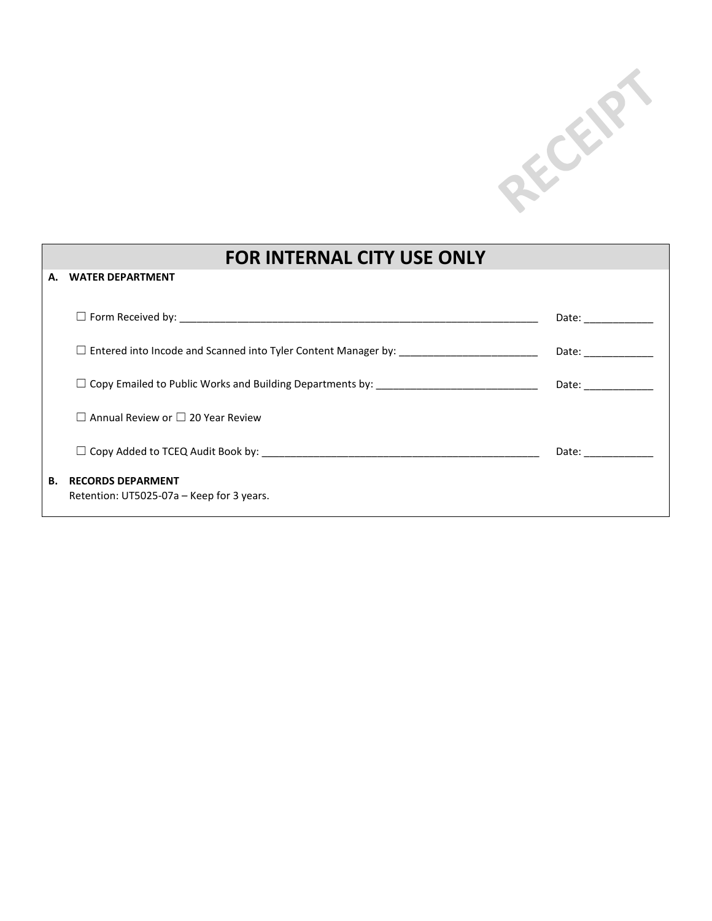RECEIPT

## FOR INTERNAL CITY USE ONLY

**A. WATER DEPARTMENT**

☐ Form Received by: ________________________________________________________________ Date: ____________

☐ Entered into Incode and Scanned into Tyler Content Manager by: ________________________ Date: ____________

☐ Copy Emailed to Public Works and Building Departments by: ____________________________ Date: ____________

☐ Annual Review or ☐ 20 Year Review

☐ Copy Added to TCEQ Audit Book by: __________________________________________________ Date: ____________

**B. RECORDS DEPARMENT**

Retention: UT5025-07a – Keep for 3 years.